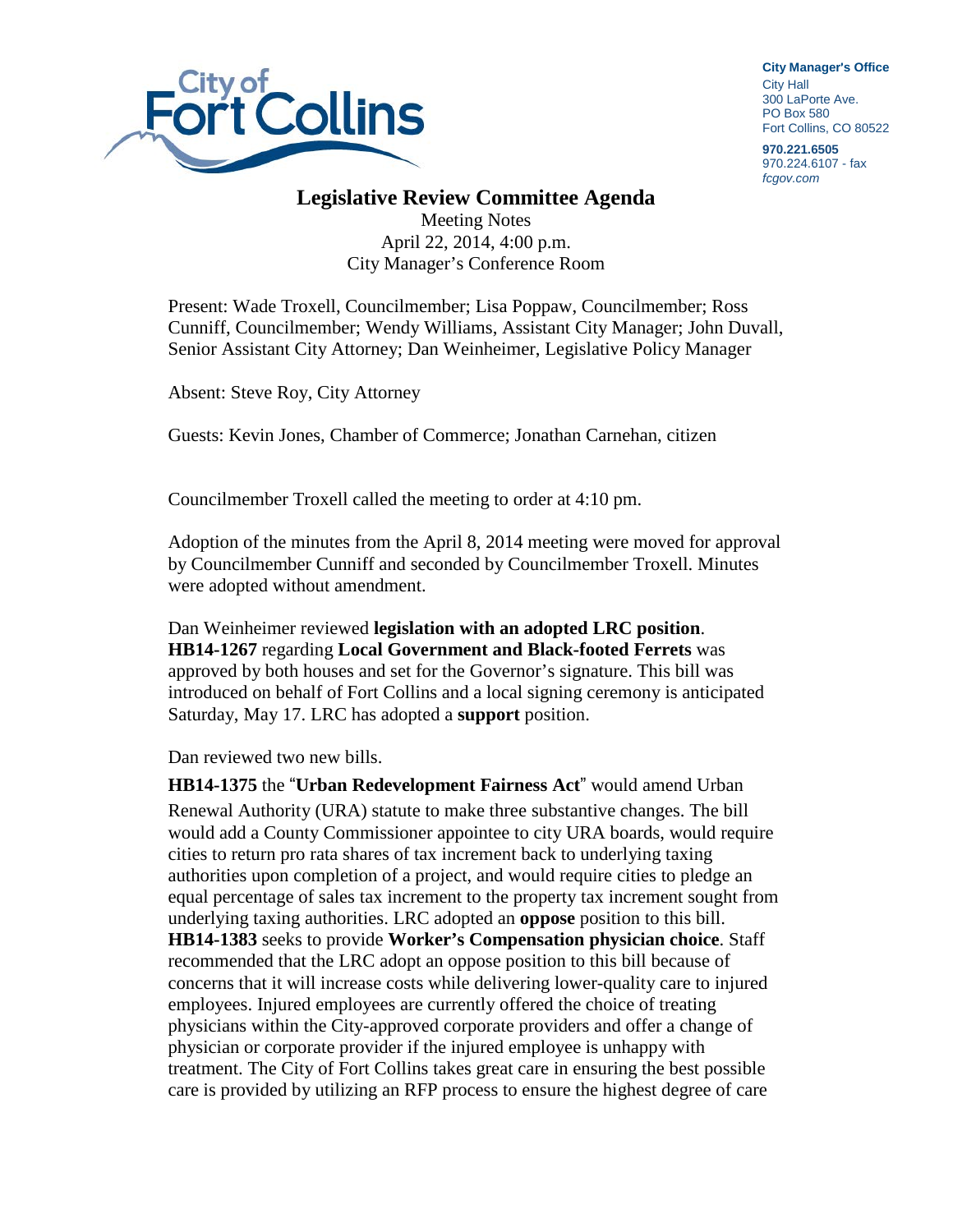**City Manager's Office**
City Hall
300 LaPorte Ave.
PO Box 580
Fort Collins, CO 80522

**970.221.6505**
970.224.6107 - fax
*fcgov.com*

# Legislative Review Committee Agenda

Meeting Notes
April 22, 2014, 4:00 p.m.
City Manager's Conference Room

Present: Wade Troxell, Councilmember; Lisa Poppaw, Councilmember; Ross Cunniff, Councilmember; Wendy Williams, Assistant City Manager; John Duvall, Senior Assistant City Attorney; Dan Weinheimer, Legislative Policy Manager

Absent: Steve Roy, City Attorney

Guests: Kevin Jones, Chamber of Commerce; Jonathan Carnehan, citizen

Councilmember Troxell called the meeting to order at 4:10 pm.

Adoption of the minutes from the April 8, 2014 meeting were moved for approval by Councilmember Cunniff and seconded by Councilmember Troxell. Minutes were adopted without amendment.

Dan Weinheimer reviewed **legislation with an adopted LRC position**. **HB14-1267** regarding **Local Government and Black-footed Ferrets** was approved by both houses and set for the Governor's signature. This bill was introduced on behalf of Fort Collins and a local signing ceremony is anticipated Saturday, May 17. LRC has adopted a **support** position.

Dan reviewed two new bills.

**HB14-1375** the "**Urban Redevelopment Fairness Act**" would amend Urban Renewal Authority (URA) statute to make three substantive changes. The bill would add a County Commissioner appointee to city URA boards, would require cities to return pro rata shares of tax increment back to underlying taxing authorities upon completion of a project, and would require cities to pledge an equal percentage of sales tax increment to the property tax increment sought from underlying taxing authorities. LRC adopted an **oppose** position to this bill.

**HB14-1383** seeks to provide **Worker's Compensation physician choice**. Staff recommended that the LRC adopt an oppose position to this bill because of concerns that it will increase costs while delivering lower-quality care to injured employees. Injured employees are currently offered the choice of treating physicians within the City-approved corporate providers and offer a change of physician or corporate provider if the injured employee is unhappy with treatment. The City of Fort Collins takes great care in ensuring the best possible care is provided by utilizing an RFP process to ensure the highest degree of care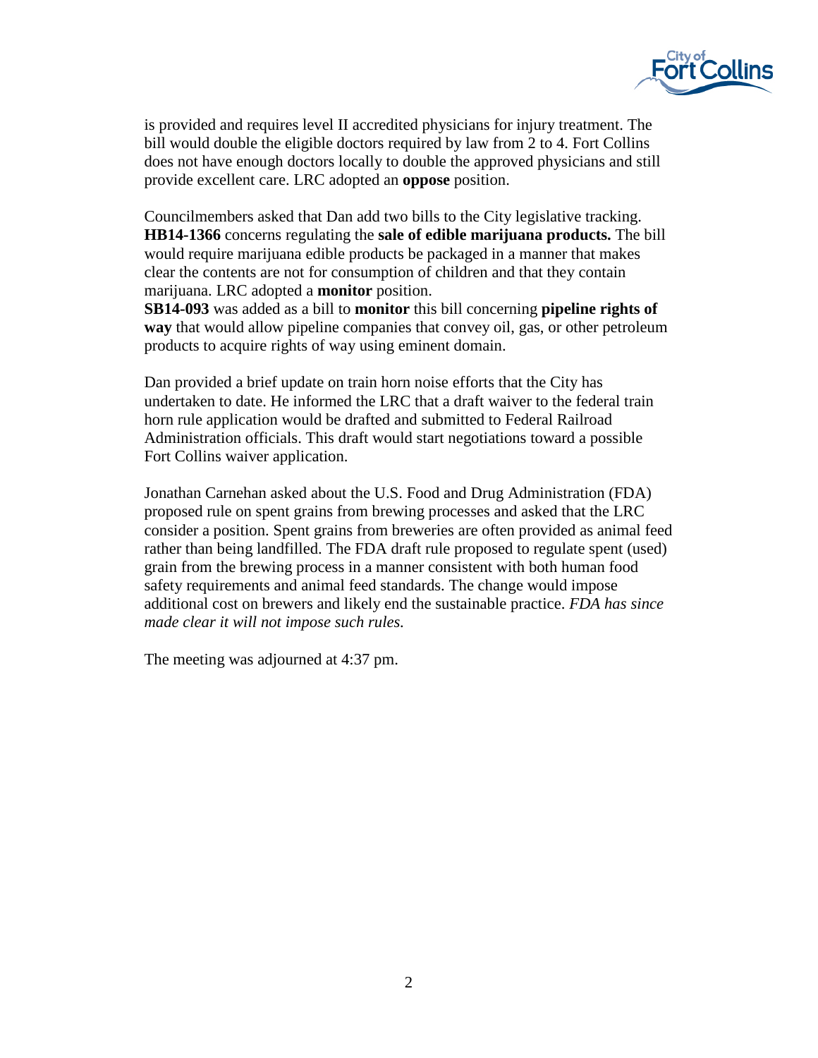is provided and requires level II accredited physicians for injury treatment. The bill would double the eligible doctors required by law from 2 to 4. Fort Collins does not have enough doctors locally to double the approved physicians and still provide excellent care. LRC adopted an **oppose** position.

Councilmembers asked that Dan add two bills to the City legislative tracking. **HB14-1366** concerns regulating the **sale of edible marijuana products.** The bill would require marijuana edible products be packaged in a manner that makes clear the contents are not for consumption of children and that they contain marijuana. LRC adopted a **monitor** position.
**SB14-093** was added as a bill to **monitor** this bill concerning **pipeline rights of way** that would allow pipeline companies that convey oil, gas, or other petroleum products to acquire rights of way using eminent domain.

Dan provided a brief update on train horn noise efforts that the City has undertaken to date. He informed the LRC that a draft waiver to the federal train horn rule application would be drafted and submitted to Federal Railroad Administration officials. This draft would start negotiations toward a possible Fort Collins waiver application.

Jonathan Carnehan asked about the U.S. Food and Drug Administration (FDA) proposed rule on spent grains from brewing processes and asked that the LRC consider a position. Spent grains from breweries are often provided as animal feed rather than being landfilled. The FDA draft rule proposed to regulate spent (used) grain from the brewing process in a manner consistent with both human food safety requirements and animal feed standards. The change would impose additional cost on brewers and likely end the sustainable practice. *FDA has since made clear it will not impose such rules.*

The meeting was adjourned at 4:37 pm.